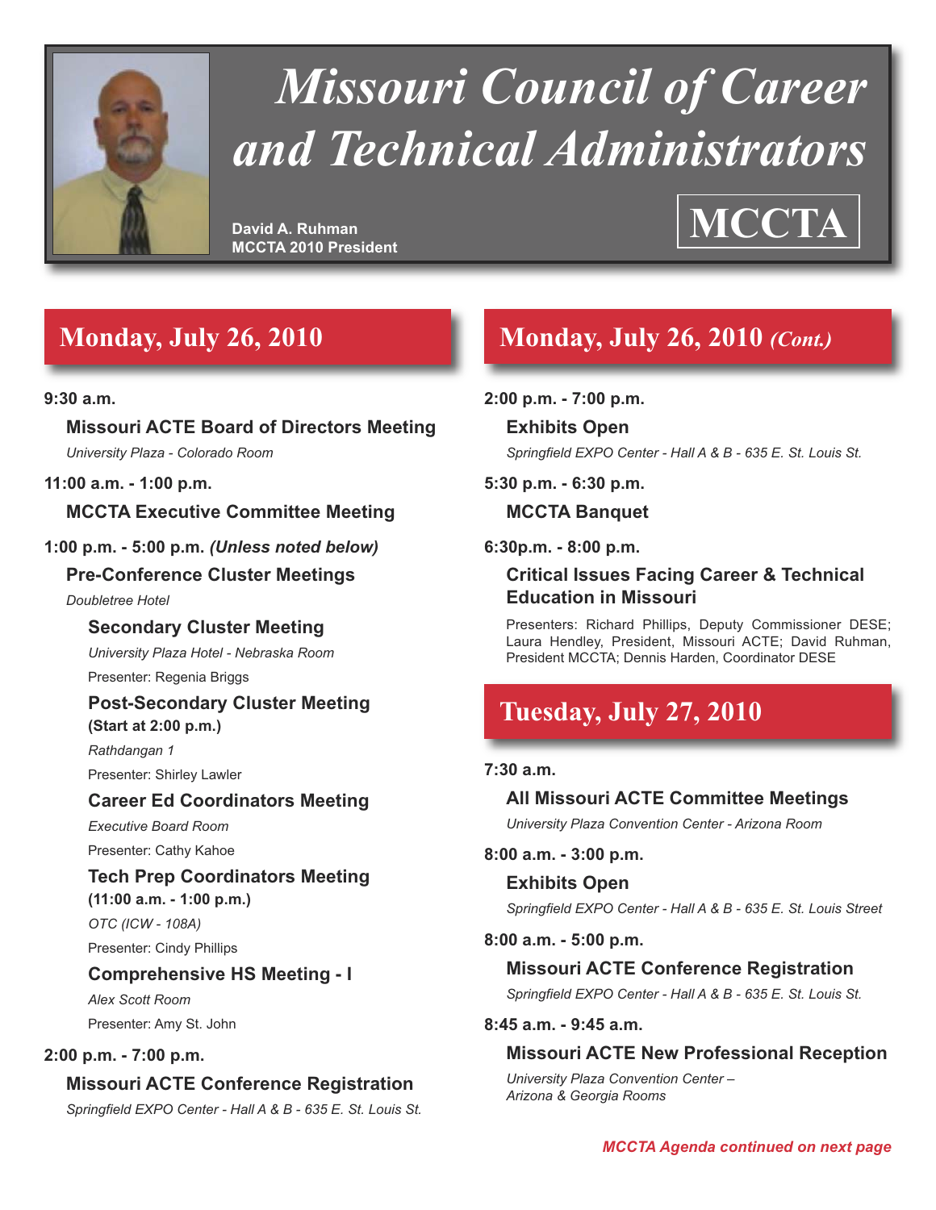# Missouri Council of Career and Technical Administrators

**David A. Ruhman**
**MCCTA 2010 President**

**MCCTA**

## Monday, July 26, 2010

**9:30 a.m.**

**Missouri ACTE Board of Directors Meeting**
*University Plaza - Colorado Room*

**11:00 a.m. - 1:00 p.m.**

**MCCTA Executive Committee Meeting**

**1:00 p.m. - 5:00 p.m.** ***(Unless noted below)***

**Pre-Conference Cluster Meetings**
*Doubletree Hotel*

**Secondary Cluster Meeting**
*University Plaza Hotel - Nebraska Room*
Presenter: Regenia Briggs

**Post-Secondary Cluster Meeting**
**(Start at 2:00 p.m.)**
*Rathdangan 1*
Presenter: Shirley Lawler

**Career Ed Coordinators Meeting**
*Executive Board Room*
Presenter: Cathy Kahoe

**Tech Prep Coordinators Meeting**
**(11:00 a.m. - 1:00 p.m.)**
*OTC (ICW - 108A)*
Presenter: Cindy Phillips

**Comprehensive HS Meeting - I**
*Alex Scott Room*
Presenter: Amy St. John

**2:00 p.m. - 7:00 p.m.**

**Missouri ACTE Conference Registration**
*Springfield EXPO Center - Hall A & B - 635 E. St. Louis St.*

## Monday, July 26, 2010 *(Cont.)*

**2:00 p.m. - 7:00 p.m.**

**Exhibits Open**
*Springfield EXPO Center - Hall A & B - 635 E. St. Louis St.*

**5:30 p.m. - 6:30 p.m.**

**MCCTA Banquet**

**6:30p.m. - 8:00 p.m.**

**Critical Issues Facing Career & Technical Education in Missouri**

Presenters: Richard Phillips, Deputy Commissioner DESE; Laura Hendley, President, Missouri ACTE; David Ruhman, President MCCTA; Dennis Harden, Coordinator DESE

## Tuesday, July 27, 2010

**7:30 a.m.**

**All Missouri ACTE Committee Meetings**
*University Plaza Convention Center - Arizona Room*

**8:00 a.m. - 3:00 p.m.**

**Exhibits Open**
*Springfield EXPO Center - Hall A & B - 635 E. St. Louis Street*

**8:00 a.m. - 5:00 p.m.**

**Missouri ACTE Conference Registration**
*Springfield EXPO Center - Hall A & B - 635 E. St. Louis St.*

**8:45 a.m. - 9:45 a.m.**

**Missouri ACTE New Professional Reception**
*University Plaza Convention Center – Arizona & Georgia Rooms*

***MCCTA Agenda continued on next page***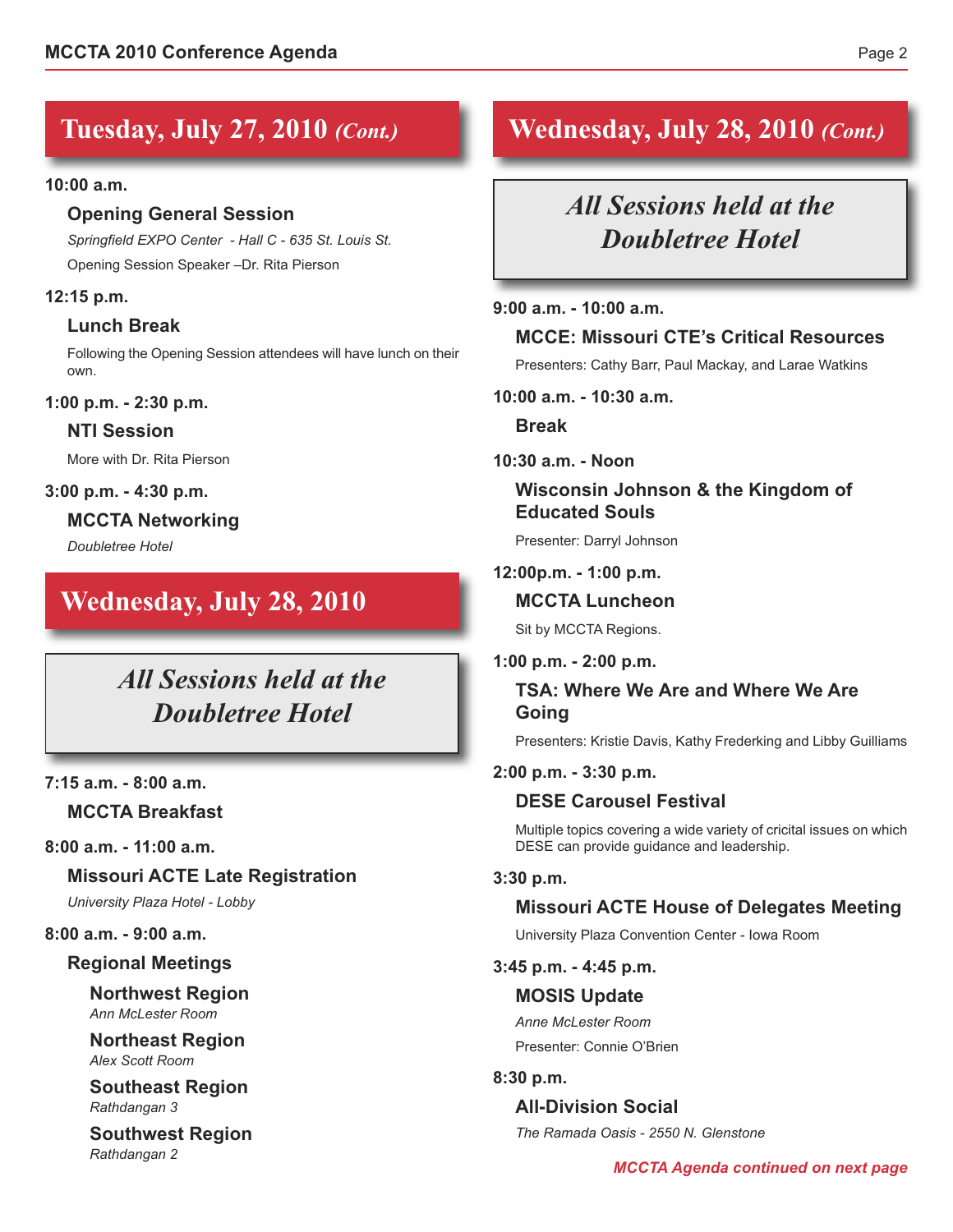## Tuesday, July 27, 2010 *(Cont.)*

**10:00 a.m.**

### Opening General Session

*Springfield EXPO Center - Hall C - 635 St. Louis St.*

Opening Session Speaker –Dr. Rita Pierson

**12:15 p.m.**

### Lunch Break

Following the Opening Session attendees will have lunch on their own.

**1:00 p.m. - 2:30 p.m.**

### NTI Session

More with Dr. Rita Pierson

**3:00 p.m. - 4:30 p.m.**

### MCCTA Networking

*Doubletree Hotel*

## Wednesday, July 28, 2010

*All Sessions held at the Doubletree Hotel*

**7:15 a.m. - 8:00 a.m.**

### MCCTA Breakfast

**8:00 a.m. - 11:00 a.m.**

### Missouri ACTE Late Registration

*University Plaza Hotel - Lobby*

**8:00 a.m. - 9:00 a.m.**

### Regional Meetings

**Northwest Region**
*Ann McLester Room*

**Northeast Region**
*Alex Scott Room*

**Southeast Region**
*Rathdangan 3*

**Southwest Region**
*Rathdangan 2*

## Wednesday, July 28, 2010 *(Cont.)*

*All Sessions held at the Doubletree Hotel*

**9:00 a.m. - 10:00 a.m.**

### MCCE: Missouri CTE's Critical Resources

Presenters: Cathy Barr, Paul Mackay, and Larae Watkins

**10:00 a.m. - 10:30 a.m.**

### Break

**10:30 a.m. - Noon**

### Wisconsin Johnson & the Kingdom of Educated Souls

Presenter: Darryl Johnson

**12:00p.m. - 1:00 p.m.**

### MCCTA Luncheon

Sit by MCCTA Regions.

**1:00 p.m. - 2:00 p.m.**

### TSA: Where We Are and Where We Are Going

Presenters: Kristie Davis, Kathy Frederking and Libby Guilliams

**2:00 p.m. - 3:30 p.m.**

### DESE Carousel Festival

Multiple topics covering a wide variety of cricital issues on which DESE can provide guidance and leadership.

**3:30 p.m.**

### Missouri ACTE House of Delegates Meeting

University Plaza Convention Center - Iowa Room

**3:45 p.m. - 4:45 p.m.**

### MOSIS Update

*Anne McLester Room*

Presenter: Connie O'Brien

**8:30 p.m.**

### All-Division Social

*The Ramada Oasis - 2550 N. Glenstone*

*MCCTA Agenda continued on next page*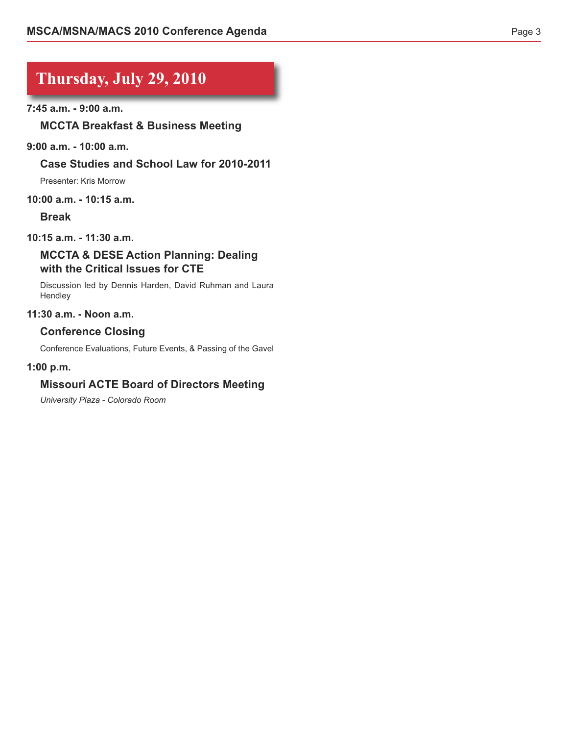# Thursday, July 29, 2010

**7:45 a.m. - 9:00 a.m.**

### MCCTA Breakfast & Business Meeting

**9:00 a.m. - 10:00 a.m.**

### Case Studies and School Law for 2010-2011

Presenter: Kris Morrow

**10:00 a.m. - 10:15 a.m.**

### Break

**10:15 a.m. - 11:30 a.m.**

### MCCTA & DESE Action Planning: Dealing with the Critical Issues for CTE

Discussion led by Dennis Harden, David Ruhman and Laura Hendley

**11:30 a.m. - Noon a.m.**

### Conference Closing

Conference Evaluations, Future Events, & Passing of the Gavel

**1:00 p.m.**

### Missouri ACTE Board of Directors Meeting

*University Plaza - Colorado Room*